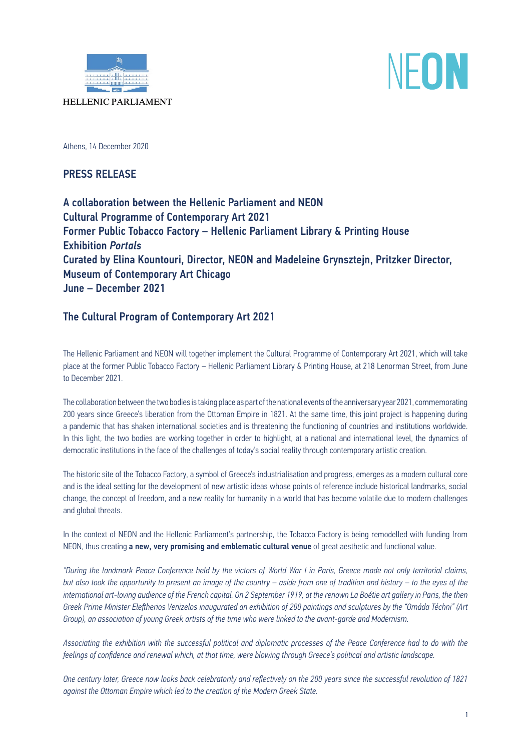HELLENIC PARLIAMENT

NEON

Athens, 14 December 2020

## PRESS RELEASE

**A collaboration between the Hellenic Parliament and NEON**
**Cultural Programme of Contemporary Art 2021**
**Former Public Tobacco Factory – Hellenic Parliament Library & Printing House**
**Exhibition *Portals***
**Curated by Elina Kountouri, Director, NEON and Madeleine Grynsztejn, Pritzker Director, Museum of Contemporary Art Chicago**
**June – December 2021**

## The Cultural Program of Contemporary Art 2021

The Hellenic Parliament and NEON will together implement the Cultural Programme of Contemporary Art 2021, which will take place at the former Public Tobacco Factory – Hellenic Parliament Library & Printing House, at 218 Lenorman Street, from June to December 2021.

The collaboration between the two bodies is taking place as part of the national events of the anniversary year 2021, commemorating 200 years since Greece's liberation from the Ottoman Empire in 1821. At the same time, this joint project is happening during a pandemic that has shaken international societies and is threatening the functioning of countries and institutions worldwide. In this light, the two bodies are working together in order to highlight, at a national and international level, the dynamics of democratic institutions in the face of the challenges of today's social reality through contemporary artistic creation.

The historic site of the Tobacco Factory, a symbol of Greece's industrialisation and progress, emerges as a modern cultural core and is the ideal setting for the development of new artistic ideas whose points of reference include historical landmarks, social change, the concept of freedom, and a new reality for humanity in a world that has become volatile due to modern challenges and global threats.

In the context of NEON and the Hellenic Parliament's partnership, the Tobacco Factory is being remodelled with funding from NEON, thus creating **a new, very promising and emblematic cultural venue** of great aesthetic and functional value.

*"During the landmark Peace Conference held by the victors of World War I in Paris, Greece made not only territorial claims, but also took the opportunity to present an image of the country – aside from one of tradition and history – to the eyes of the international art-loving audience of the French capital. On 2 September 1919, at the renown La Boétie art gallery in Paris, the then Greek Prime Minister Eleftherios Venizelos inaugurated an exhibition of 200 paintings and sculptures by the "Omáda Téchni" (Art Group), an association of young Greek artists of the time who were linked to the avant-garde and Modernism.*

*Associating the exhibition with the successful political and diplomatic processes of the Peace Conference had to do with the feelings of confidence and renewal which, at that time, were blowing through Greece's political and artistic landscape.*

*One century later, Greece now looks back celebratorily and reflectively on the 200 years since the successful revolution of 1821 against the Ottoman Empire which led to the creation of the Modern Greek State.*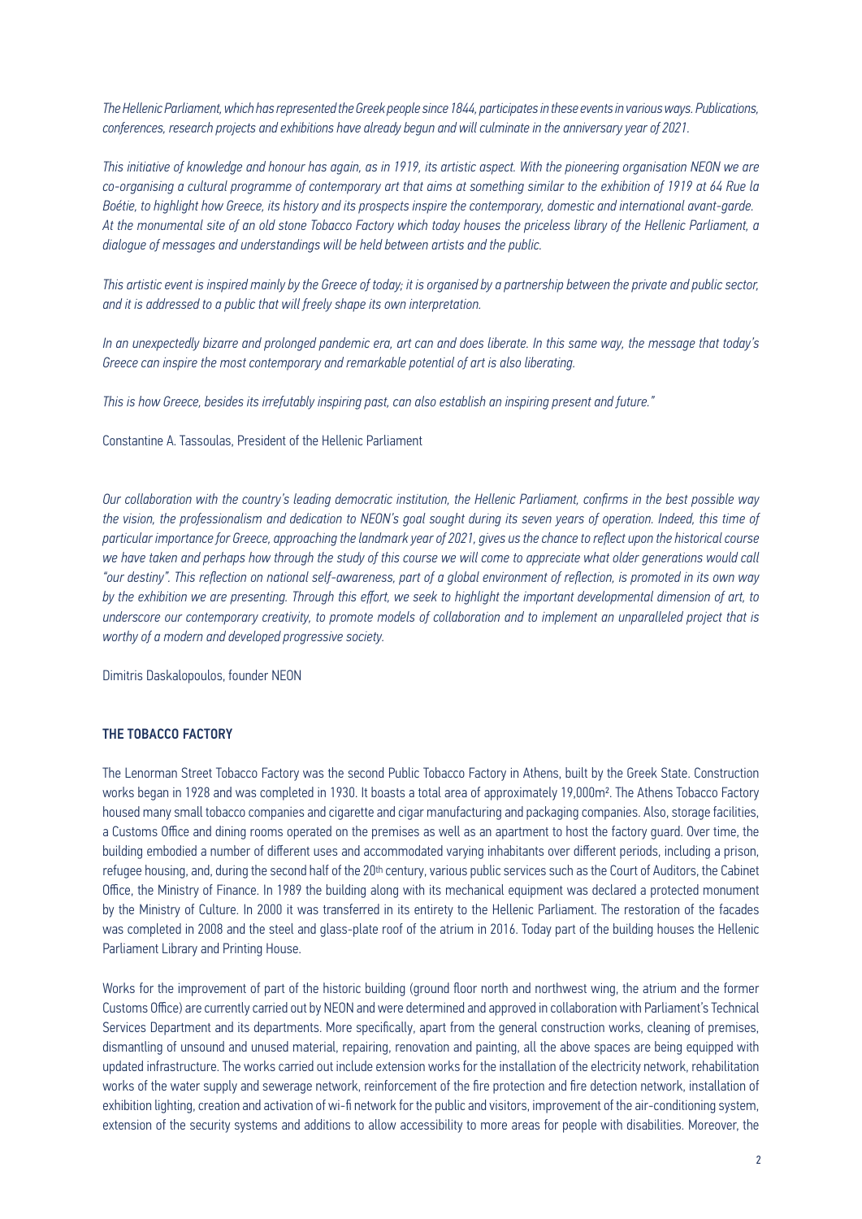*The Hellenic Parliament, which has represented the Greek people since 1844, participates in these events in various ways. Publications, conferences, research projects and exhibitions have already begun and will culminate in the anniversary year of 2021.*

*This initiative of knowledge and honour has again, as in 1919, its artistic aspect. With the pioneering organisation NEON we are co-organising a cultural programme of contemporary art that aims at something similar to the exhibition of 1919 at 64 Rue la Boétie, to highlight how Greece, its history and its prospects inspire the contemporary, domestic and international avant-garde. At the monumental site of an old stone Tobacco Factory which today houses the priceless library of the Hellenic Parliament, a dialogue of messages and understandings will be held between artists and the public.*

*This artistic event is inspired mainly by the Greece of today; it is organised by a partnership between the private and public sector, and it is addressed to a public that will freely shape its own interpretation.*

*In an unexpectedly bizarre and prolonged pandemic era, art can and does liberate. In this same way, the message that today's Greece can inspire the most contemporary and remarkable potential of art is also liberating.*

*This is how Greece, besides its irrefutably inspiring past, can also establish an inspiring present and future."*

Constantine A. Tassoulas, President of the Hellenic Parliament

*Our collaboration with the country's leading democratic institution, the Hellenic Parliament, confirms in the best possible way the vision, the professionalism and dedication to NEON's goal sought during its seven years of operation. Indeed, this time of particular importance for Greece, approaching the landmark year of 2021, gives us the chance to reflect upon the historical course we have taken and perhaps how through the study of this course we will come to appreciate what older generations would call "our destiny". This reflection on national self-awareness, part of a global environment of reflection, is promoted in its own way by the exhibition we are presenting. Through this effort, we seek to highlight the important developmental dimension of art, to underscore our contemporary creativity, to promote models of collaboration and to implement an unparalleled project that is worthy of a modern and developed progressive society.*

Dimitris Daskalopoulos, founder NEON

## THE TOBACCO FACTORY

The Lenorman Street Tobacco Factory was the second Public Tobacco Factory in Athens, built by the Greek State. Construction works began in 1928 and was completed in 1930. It boasts a total area of approximately 19,000m². The Athens Tobacco Factory housed many small tobacco companies and cigarette and cigar manufacturing and packaging companies. Also, storage facilities, a Customs Office and dining rooms operated on the premises as well as an apartment to host the factory guard. Over time, the building embodied a number of different uses and accommodated varying inhabitants over different periods, including a prison, refugee housing, and, during the second half of the 20th century, various public services such as the Court of Auditors, the Cabinet Office, the Ministry of Finance. In 1989 the building along with its mechanical equipment was declared a protected monument by the Ministry of Culture. In 2000 it was transferred in its entirety to the Hellenic Parliament. The restoration of the facades was completed in 2008 and the steel and glass-plate roof of the atrium in 2016. Today part of the building houses the Hellenic Parliament Library and Printing House.

Works for the improvement of part of the historic building (ground floor north and northwest wing, the atrium and the former Customs Office) are currently carried out by NEON and were determined and approved in collaboration with Parliament's Technical Services Department and its departments. More specifically, apart from the general construction works, cleaning of premises, dismantling of unsound and unused material, repairing, renovation and painting, all the above spaces are being equipped with updated infrastructure. The works carried out include extension works for the installation of the electricity network, rehabilitation works of the water supply and sewerage network, reinforcement of the fire protection and fire detection network, installation of exhibition lighting, creation and activation of wi-fi network for the public and visitors, improvement of the air-conditioning system, extension of the security systems and additions to allow accessibility to more areas for people with disabilities. Moreover, the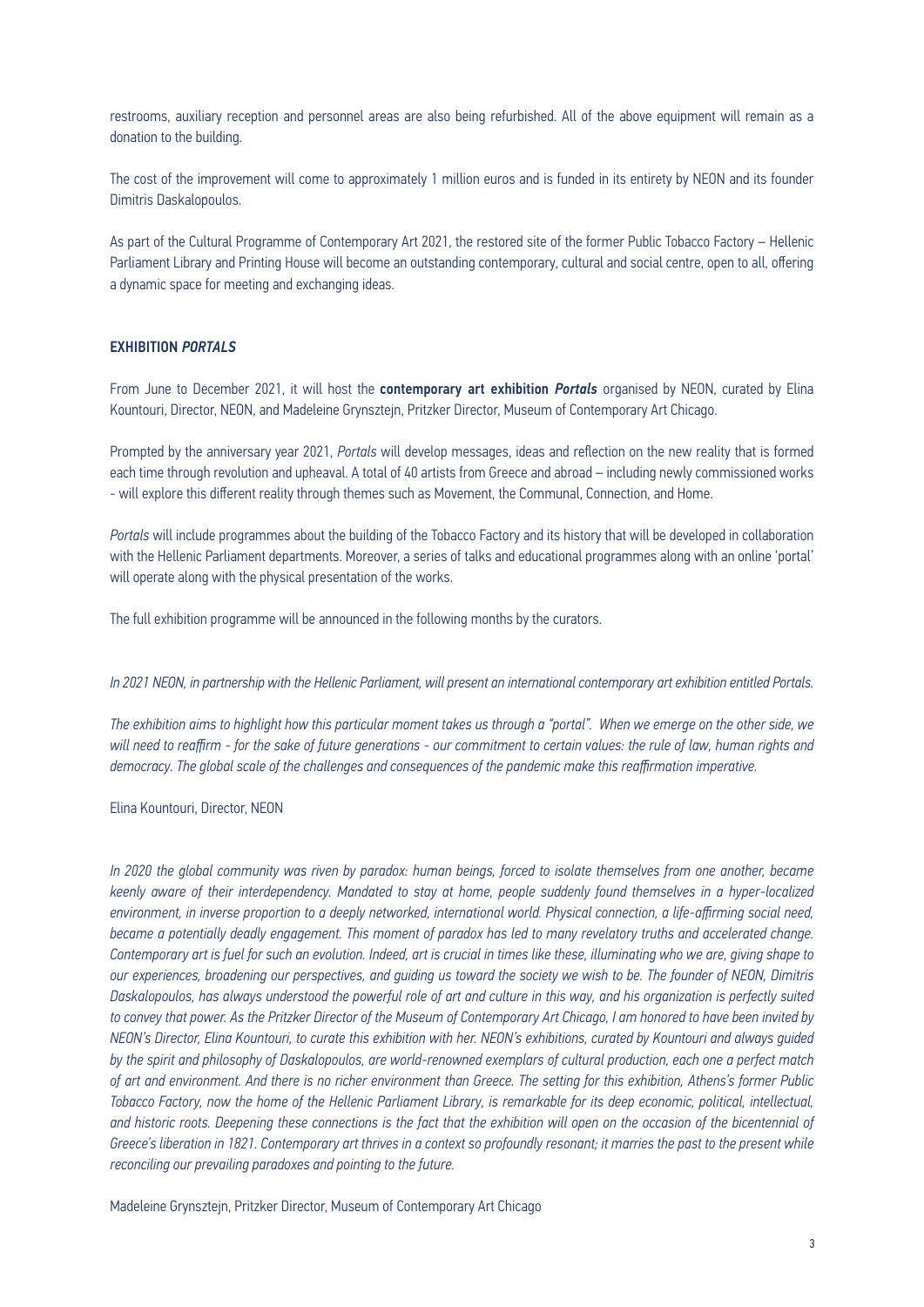restrooms, auxiliary reception and personnel areas are also being refurbished. All of the above equipment will remain as a donation to the building.

The cost of the improvement will come to approximately 1 million euros and is funded in its entirety by NEON and its founder Dimitris Daskalopoulos.

As part of the Cultural Programme of Contemporary Art 2021, the restored site of the former Public Tobacco Factory – Hellenic Parliament Library and Printing House will become an outstanding contemporary, cultural and social centre, open to all, offering a dynamic space for meeting and exchanging ideas.

## EXHIBITION *PORTALS*

From June to December 2021, it will host the **contemporary art exhibition *Portals*** organised by NEON, curated by Elina Kountouri, Director, NEON, and Madeleine Grynsztejn, Pritzker Director, Museum of Contemporary Art Chicago.

Prompted by the anniversary year 2021, *Portals* will develop messages, ideas and reflection on the new reality that is formed each time through revolution and upheaval. A total of 40 artists from Greece and abroad – including newly commissioned works - will explore this different reality through themes such as Movement, the Communal, Connection, and Home.

*Portals* will include programmes about the building of the Tobacco Factory and its history that will be developed in collaboration with the Hellenic Parliament departments. Moreover, a series of talks and educational programmes along with an online 'portal' will operate along with the physical presentation of the works.

The full exhibition programme will be announced in the following months by the curators.

*In 2021 NEON, in partnership with the Hellenic Parliament, will present an international contemporary art exhibition entitled Portals.*

*The exhibition aims to highlight how this particular moment takes us through a "portal". When we emerge on the other side, we will need to reaffirm - for the sake of future generations - our commitment to certain values: the rule of law, human rights and democracy. The global scale of the challenges and consequences of the pandemic make this reaffirmation imperative.*

Elina Kountouri, Director, NEON

*In 2020 the global community was riven by paradox: human beings, forced to isolate themselves from one another, became keenly aware of their interdependency. Mandated to stay at home, people suddenly found themselves in a hyper-localized environment, in inverse proportion to a deeply networked, international world. Physical connection, a life-affirming social need, became a potentially deadly engagement. This moment of paradox has led to many revelatory truths and accelerated change. Contemporary art is fuel for such an evolution. Indeed, art is crucial in times like these, illuminating who we are, giving shape to our experiences, broadening our perspectives, and guiding us toward the society we wish to be. The founder of NEON, Dimitris Daskalopoulos, has always understood the powerful role of art and culture in this way, and his organization is perfectly suited to convey that power. As the Pritzker Director of the Museum of Contemporary Art Chicago, I am honored to have been invited by NEON's Director, Elina Kountouri, to curate this exhibition with her. NEON's exhibitions, curated by Kountouri and always guided by the spirit and philosophy of Daskalopoulos, are world-renowned exemplars of cultural production, each one a perfect match of art and environment. And there is no richer environment than Greece. The setting for this exhibition, Athens's former Public Tobacco Factory, now the home of the Hellenic Parliament Library, is remarkable for its deep economic, political, intellectual, and historic roots. Deepening these connections is the fact that the exhibition will open on the occasion of the bicentennial of Greece's liberation in 1821. Contemporary art thrives in a context so profoundly resonant; it marries the past to the present while reconciling our prevailing paradoxes and pointing to the future.*

Madeleine Grynsztejn, Pritzker Director, Museum of Contemporary Art Chicago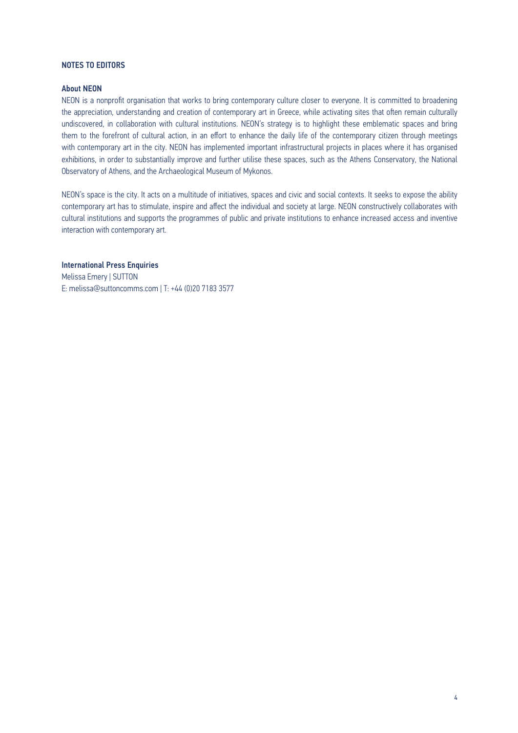## NOTES TO EDITORS

### About NEON

NEON is a nonprofit organisation that works to bring contemporary culture closer to everyone. It is committed to broadening the appreciation, understanding and creation of contemporary art in Greece, while activating sites that often remain culturally undiscovered, in collaboration with cultural institutions. NEON's strategy is to highlight these emblematic spaces and bring them to the forefront of cultural action, in an effort to enhance the daily life of the contemporary citizen through meetings with contemporary art in the city. NEON has implemented important infrastructural projects in places where it has organised exhibitions, in order to substantially improve and further utilise these spaces, such as the Athens Conservatory, the National Observatory of Athens, and the Archaeological Museum of Mykonos.

NEON's space is the city. It acts on a multitude of initiatives, spaces and civic and social contexts. It seeks to expose the ability contemporary art has to stimulate, inspire and affect the individual and society at large. NEON constructively collaborates with cultural institutions and supports the programmes of public and private institutions to enhance increased access and inventive interaction with contemporary art.

### International Press Enquiries

Melissa Emery | SUTTON
E: melissa@suttoncomms.com | T: +44 (0)20 7183 3577